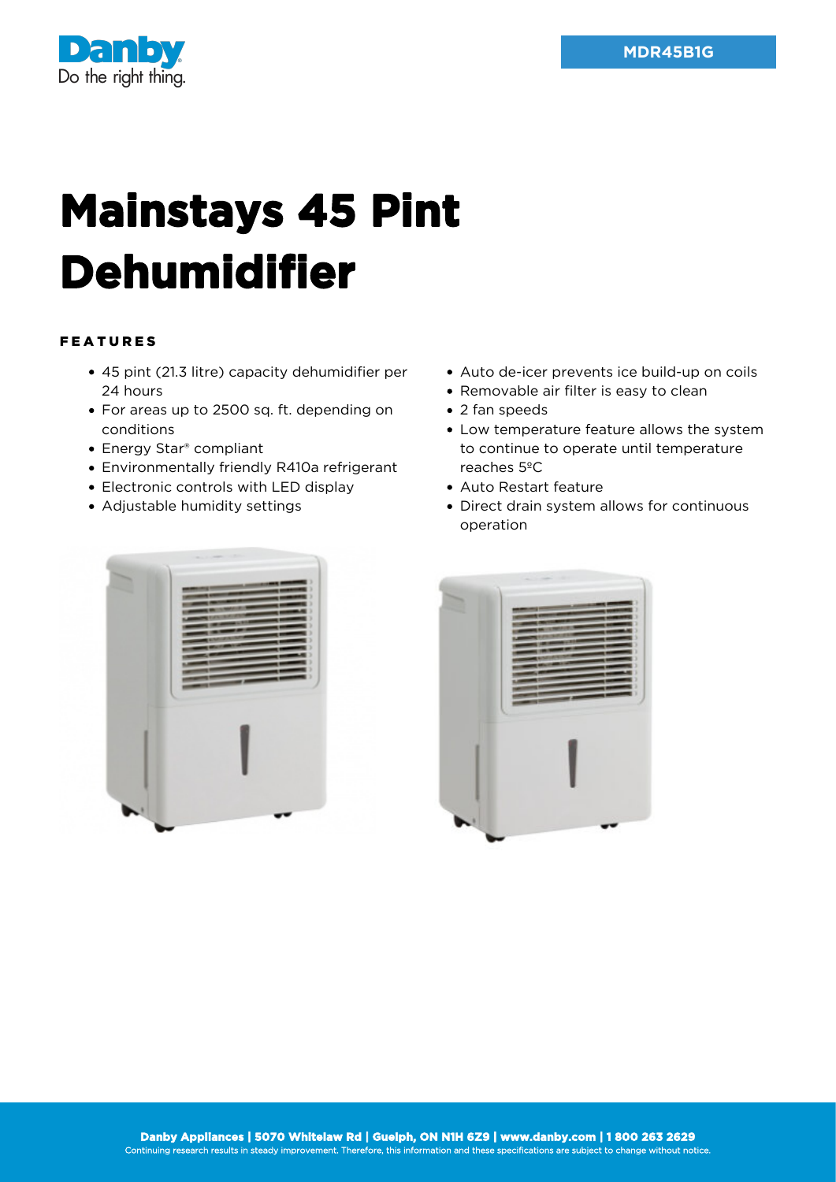MDR45B1G

# Mainstays 45 Pint Dehumidifier

## FEATURES

- 45 pint (21.3 litre) capacity dehumidifier per 24 hours
- For areas up to 2500 sq. ft. depending on conditions
- Energy Star® compliant
- Environmentally friendly R410a refrigerant
- Electronic controls with LED display
- Adjustable humidity settings
- Auto de-icer prevents ice build-up on coils
- Removable air filter is easy to clean
- 2 fan speeds
- Low temperature feature allows the system to continue to operate until temperature reaches 5ºC
- Auto Restart feature
- Direct drain system allows for continuous operation

**Danby Appliances | 5070 Whitelaw Rd | Guelph, ON N1H 6Z9 | www.danby.com | 1 800 263 2629**

Continuing research results in steady improvement. Therefore, this information and these specifications are subject to change without notice.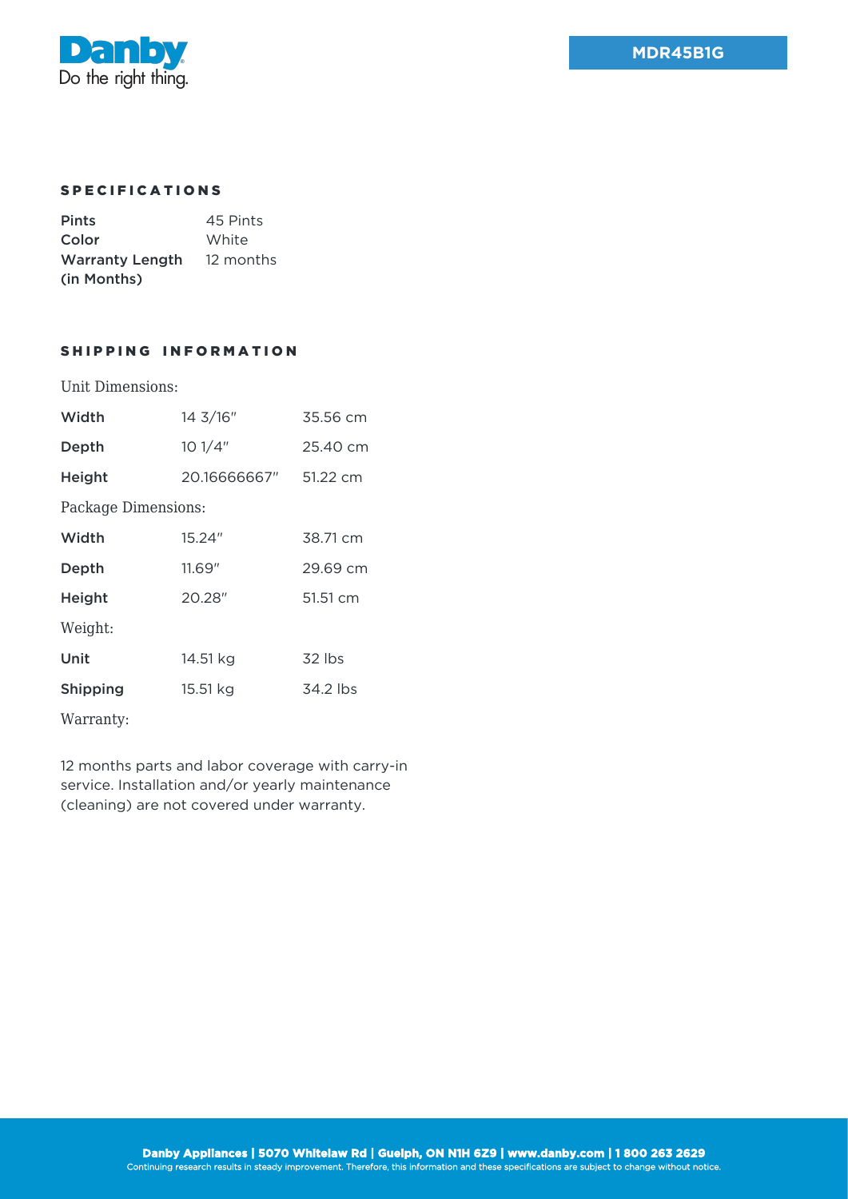MDR45B1G

## SPECIFICATIONS

| | |
|---|---|
| **Pints** | 45 Pints |
| **Color** | White |
| **Warranty Length (in Months)** | 12 months |

## SHIPPING INFORMATION

Unit Dimensions:

| | | |
|---|---|---|
| **Width** | 14 3/16" | 35.56 cm |
| **Depth** | 10 1/4" | 25.40 cm |
| **Height** | 20.16666667" | 51.22 cm |

Package Dimensions:

| | | |
|---|---|---|
| **Width** | 15.24" | 38.71 cm |
| **Depth** | 11.69" | 29.69 cm |
| **Height** | 20.28" | 51.51 cm |

Weight:

| | | |
|---|---|---|
| **Unit** | 14.51 kg | 32 lbs |
| **Shipping** | 15.51 kg | 34.2 lbs |

Warranty:

12 months parts and labor coverage with carry-in service. Installation and/or yearly maintenance (cleaning) are not covered under warranty.

**Danby Appliances | 5070 Whitelaw Rd | Guelph, ON N1H 6Z9 | www.danby.com | 1 800 263 2629**
Continuing research results in steady improvement. Therefore, this information and these specifications are subject to change without notice.